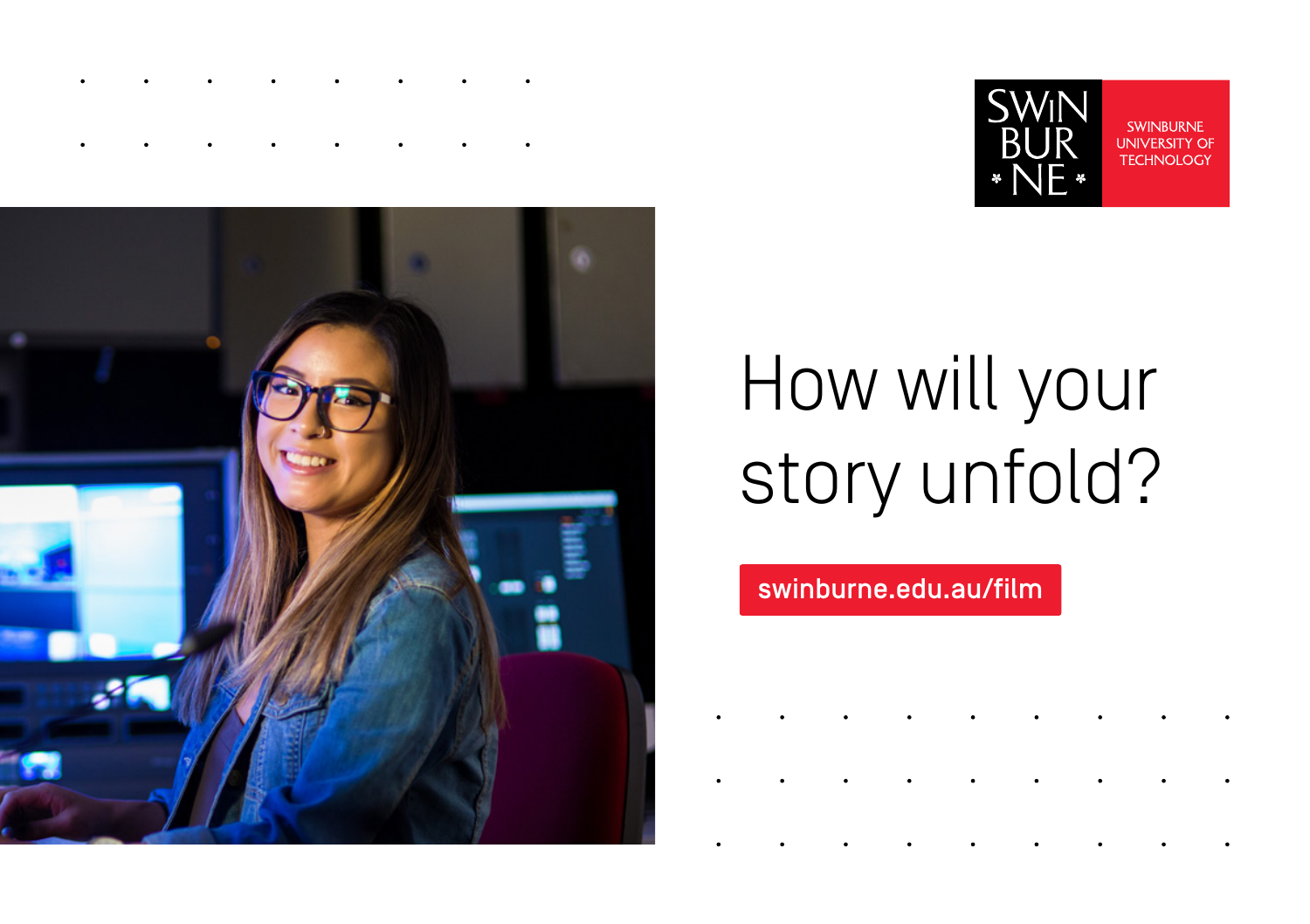SWINBURNE UNIVERSITY OF TECHNOLOGY

# How will your story unfold?

swinburne.edu.au/film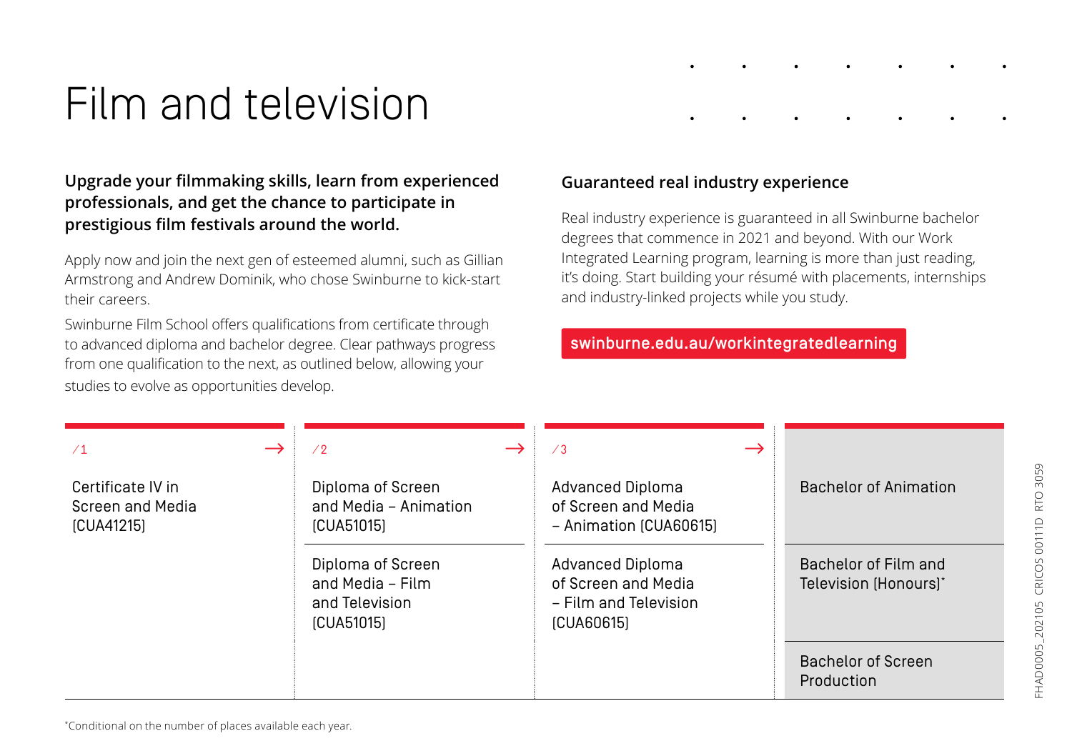# Film and television

**Upgrade your filmmaking skills, learn from experienced professionals, and get the chance to participate in prestigious film festivals around the world.**

Apply now and join the next gen of esteemed alumni, such as Gillian Armstrong and Andrew Dominik, who chose Swinburne to kick-start their careers.

Swinburne Film School offers qualifications from certificate through to advanced diploma and bachelor degree. Clear pathways progress from one qualification to the next, as outlined below, allowing your studies to evolve as opportunities develop.

## Guaranteed real industry experience

Real industry experience is guaranteed in all Swinburne bachelor degrees that commence in 2021 and beyond. With our Work Integrated Learning program, learning is more than just reading, it's doing. Start building your résumé with placements, internships and industry-linked projects while you study.

**swinburne.edu.au/workintegratedlearning**

| /1 → | /2 → | /3 → | |
|---|---|---|---|
| Certificate IV in Screen and Media [CUA41215] | Diploma of Screen and Media – Animation [CUA51015] | Advanced Diploma of Screen and Media – Animation [CUA60615] | Bachelor of Animation |
| | Diploma of Screen and Media – Film and Television [CUA51015] | Advanced Diploma of Screen and Media – Film and Television [CUA60615] | Bachelor of Film and Television [Honours]* |
| | | | Bachelor of Screen Production |

*Conditional on the number of places available each year.

FHAD0005_202105 CRICOS 00111D RTO 3059